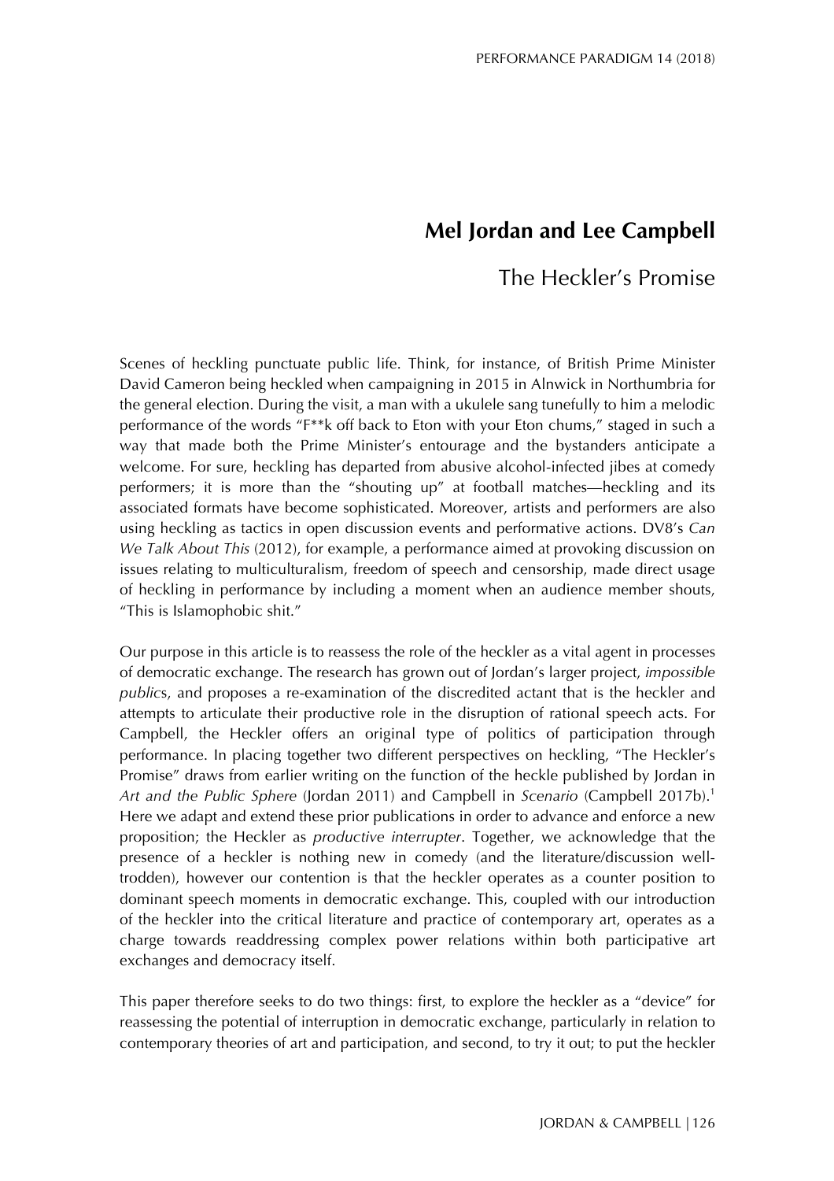# Mel Jordan and Lee Campbell

## The Heckler's Promise

Scenes of heckling punctuate public life. Think, for instance, of British Prime Minister David Cameron being heckled when campaigning in 2015 in Alnwick in Northumbria for the general election. During the visit, a man with a ukulele sang tunefully to him a melodic performance of the words "F**k off back to Eton with your Eton chums," staged in such a way that made both the Prime Minister's entourage and the bystanders anticipate a welcome. For sure, heckling has departed from abusive alcohol-infected jibes at comedy performers; it is more than the "shouting up" at football matches—heckling and its associated formats have become sophisticated. Moreover, artists and performers are also using heckling as tactics in open discussion events and performative actions. DV8's *Can We Talk About This* (2012), for example, a performance aimed at provoking discussion on issues relating to multiculturalism, freedom of speech and censorship, made direct usage of heckling in performance by including a moment when an audience member shouts, "This is Islamophobic shit."

Our purpose in this article is to reassess the role of the heckler as a vital agent in processes of democratic exchange. The research has grown out of Jordan's larger project, *impossible public*s, and proposes a re-examination of the discredited actant that is the heckler and attempts to articulate their productive role in the disruption of rational speech acts. For Campbell, the Heckler offers an original type of politics of participation through performance. In placing together two different perspectives on heckling, "The Heckler's Promise" draws from earlier writing on the function of the heckle published by Jordan in *Art and the Public Sphere* (Jordan 2011) and Campbell in *Scenario* (Campbell 2017b).[1] Here we adapt and extend these prior publications in order to advance and enforce a new proposition; the Heckler as *productive interrupter*. Together, we acknowledge that the presence of a heckler is nothing new in comedy (and the literature/discussion well-trodden), however our contention is that the heckler operates as a counter position to dominant speech moments in democratic exchange. This, coupled with our introduction of the heckler into the critical literature and practice of contemporary art, operates as a charge towards readdressing complex power relations within both participative art exchanges and democracy itself.

This paper therefore seeks to do two things: first, to explore the heckler as a "device" for reassessing the potential of interruption in democratic exchange, particularly in relation to contemporary theories of art and participation, and second, to try it out; to put the heckler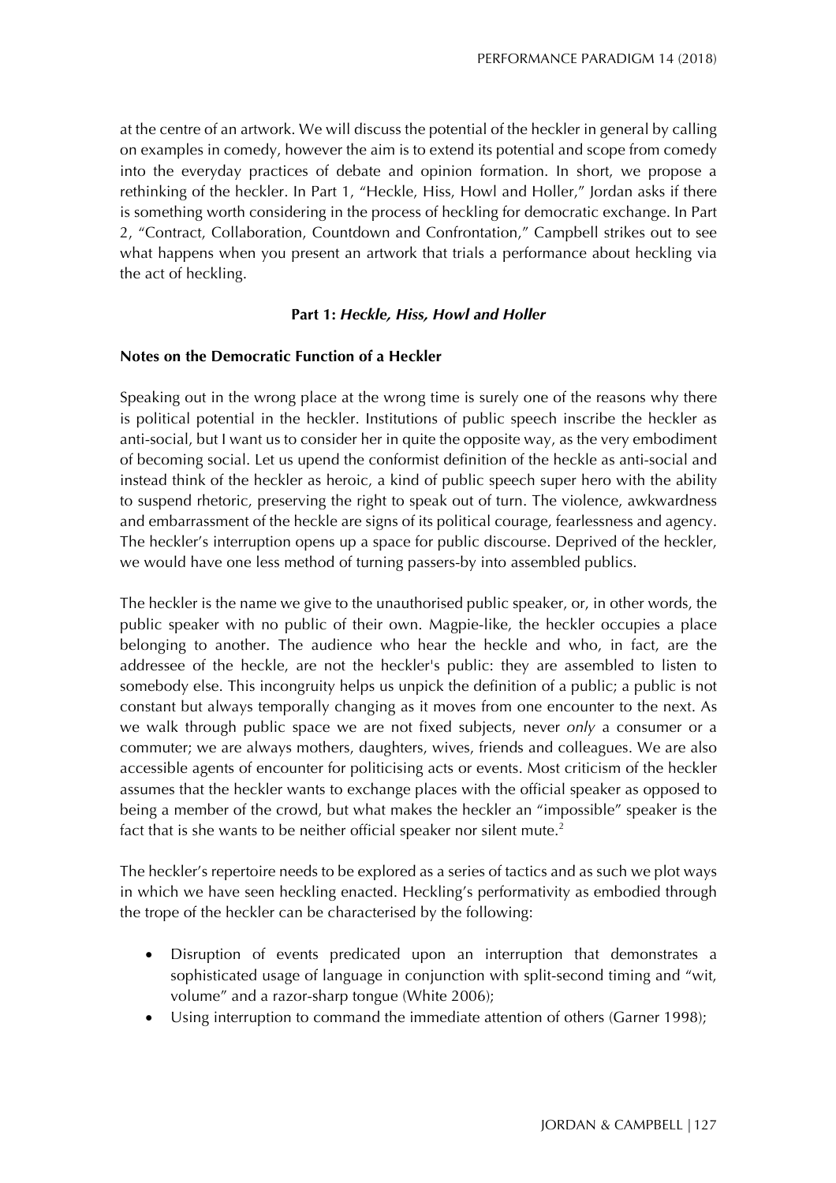at the centre of an artwork. We will discuss the potential of the heckler in general by calling on examples in comedy, however the aim is to extend its potential and scope from comedy into the everyday practices of debate and opinion formation. In short, we propose a rethinking of the heckler. In Part 1, "Heckle, Hiss, Howl and Holler," Jordan asks if there is something worth considering in the process of heckling for democratic exchange. In Part 2, "Contract, Collaboration, Countdown and Confrontation," Campbell strikes out to see what happens when you present an artwork that trials a performance about heckling via the act of heckling.

## Part 1: *Heckle, Hiss, Howl and Holler*

### Notes on the Democratic Function of a Heckler

Speaking out in the wrong place at the wrong time is surely one of the reasons why there is political potential in the heckler. Institutions of public speech inscribe the heckler as anti-social, but I want us to consider her in quite the opposite way, as the very embodiment of becoming social. Let us upend the conformist definition of the heckle as anti-social and instead think of the heckler as heroic, a kind of public speech super hero with the ability to suspend rhetoric, preserving the right to speak out of turn. The violence, awkwardness and embarrassment of the heckle are signs of its political courage, fearlessness and agency. The heckler's interruption opens up a space for public discourse. Deprived of the heckler, we would have one less method of turning passers-by into assembled publics.

The heckler is the name we give to the unauthorised public speaker, or, in other words, the public speaker with no public of their own. Magpie-like, the heckler occupies a place belonging to another. The audience who hear the heckle and who, in fact, are the addressee of the heckle, are not the heckler's public: they are assembled to listen to somebody else. This incongruity helps us unpick the definition of a public; a public is not constant but always temporally changing as it moves from one encounter to the next. As we walk through public space we are not fixed subjects, never *only* a consumer or a commuter; we are always mothers, daughters, wives, friends and colleagues. We are also accessible agents of encounter for politicising acts or events. Most criticism of the heckler assumes that the heckler wants to exchange places with the official speaker as opposed to being a member of the crowd, but what makes the heckler an "impossible" speaker is the fact that is she wants to be neither official speaker nor silent mute.[2]

The heckler's repertoire needs to be explored as a series of tactics and as such we plot ways in which we have seen heckling enacted. Heckling's performativity as embodied through the trope of the heckler can be characterised by the following:

- Disruption of events predicated upon an interruption that demonstrates a sophisticated usage of language in conjunction with split-second timing and "wit, volume" and a razor-sharp tongue (White 2006);
- Using interruption to command the immediate attention of others (Garner 1998);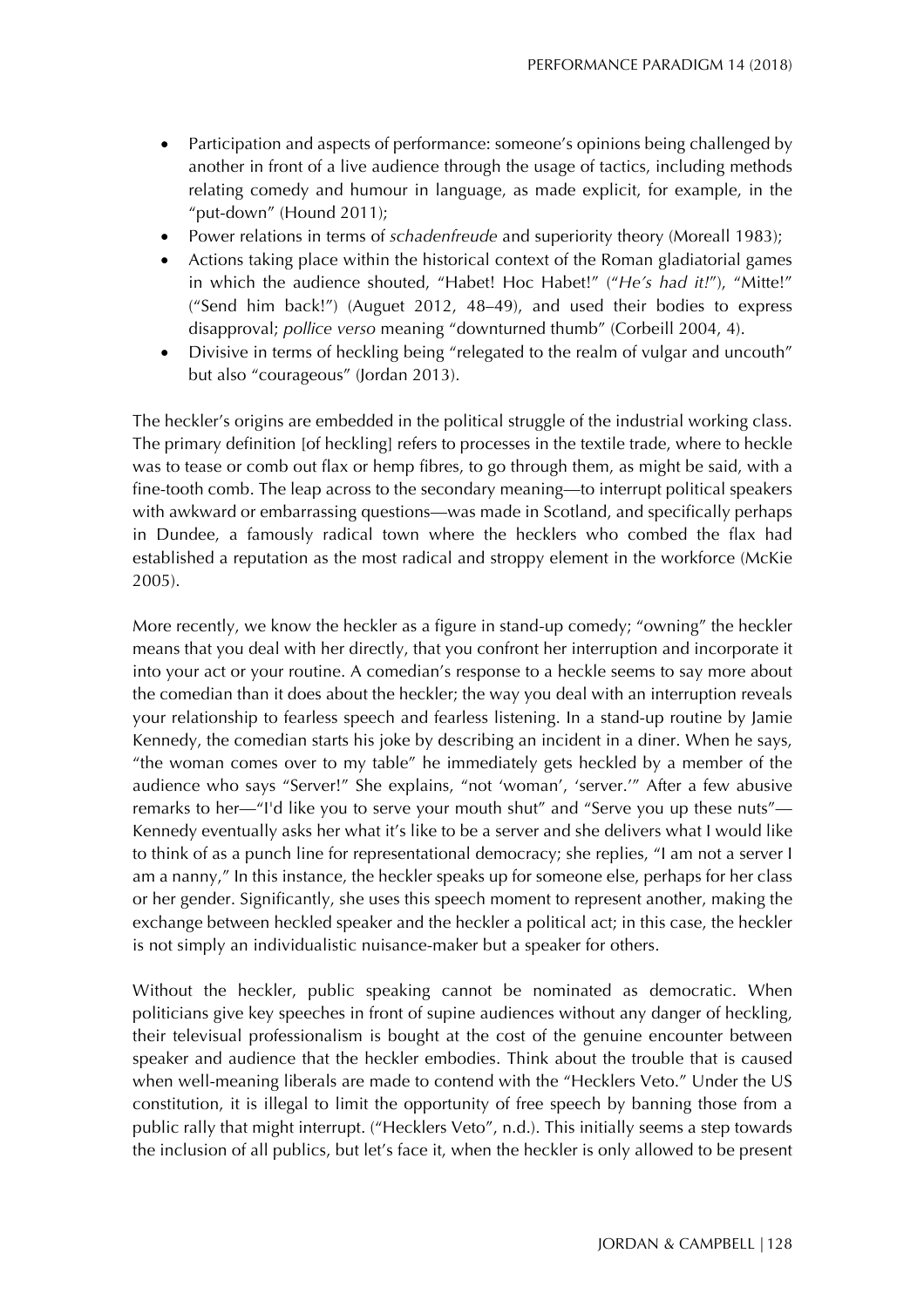- Participation and aspects of performance: someone's opinions being challenged by another in front of a live audience through the usage of tactics, including methods relating comedy and humour in language, as made explicit, for example, in the "put-down" (Hound 2011);
- Power relations in terms of *schadenfreude* and superiority theory (Moreall 1983);
- Actions taking place within the historical context of the Roman gladiatorial games in which the audience shouted, "Habet! Hoc Habet!" ("*He's had it!*"), "Mitte!" ("Send him back!") (Auguet 2012, 48–49), and used their bodies to express disapproval; *pollice verso* meaning "downturned thumb" (Corbeill 2004, 4).
- Divisive in terms of heckling being "relegated to the realm of vulgar and uncouth" but also "courageous" (Jordan 2013).

The heckler's origins are embedded in the political struggle of the industrial working class. The primary definition [of heckling] refers to processes in the textile trade, where to heckle was to tease or comb out flax or hemp fibres, to go through them, as might be said, with a fine-tooth comb. The leap across to the secondary meaning—to interrupt political speakers with awkward or embarrassing questions—was made in Scotland, and specifically perhaps in Dundee, a famously radical town where the hecklers who combed the flax had established a reputation as the most radical and stroppy element in the workforce (McKie 2005).

More recently, we know the heckler as a figure in stand-up comedy; "owning" the heckler means that you deal with her directly, that you confront her interruption and incorporate it into your act or your routine. A comedian's response to a heckle seems to say more about the comedian than it does about the heckler; the way you deal with an interruption reveals your relationship to fearless speech and fearless listening. In a stand-up routine by Jamie Kennedy, the comedian starts his joke by describing an incident in a diner. When he says, "the woman comes over to my table" he immediately gets heckled by a member of the audience who says "Server!" She explains, "not 'woman', 'server.'" After a few abusive remarks to her—"I'd like you to serve your mouth shut" and "Serve you up these nuts"—Kennedy eventually asks her what it's like to be a server and she delivers what I would like to think of as a punch line for representational democracy; she replies, "I am not a server I am a nanny," In this instance, the heckler speaks up for someone else, perhaps for her class or her gender. Significantly, she uses this speech moment to represent another, making the exchange between heckled speaker and the heckler a political act; in this case, the heckler is not simply an individualistic nuisance-maker but a speaker for others.

Without the heckler, public speaking cannot be nominated as democratic. When politicians give key speeches in front of supine audiences without any danger of heckling, their televisual professionalism is bought at the cost of the genuine encounter between speaker and audience that the heckler embodies. Think about the trouble that is caused when well-meaning liberals are made to contend with the "Hecklers Veto." Under the US constitution, it is illegal to limit the opportunity of free speech by banning those from a public rally that might interrupt. ("Hecklers Veto", n.d.). This initially seems a step towards the inclusion of all publics, but let's face it, when the heckler is only allowed to be present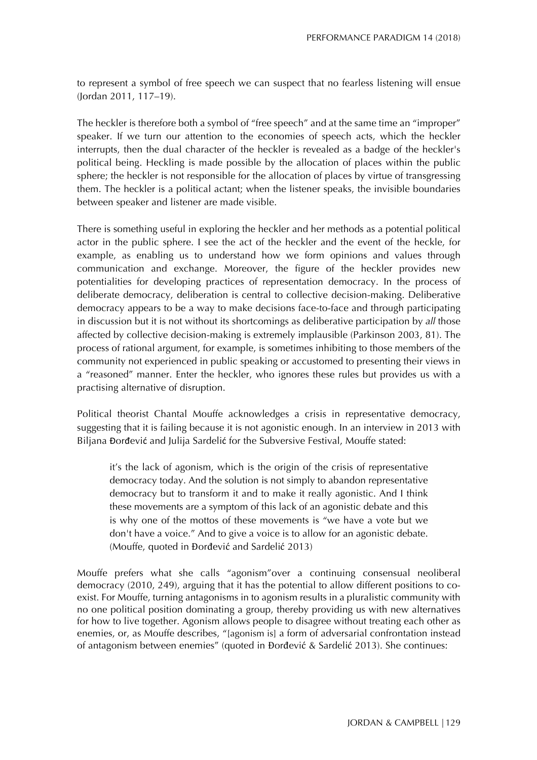to represent a symbol of free speech we can suspect that no fearless listening will ensue (Jordan 2011, 117–19).

The heckler is therefore both a symbol of "free speech" and at the same time an "improper" speaker. If we turn our attention to the economies of speech acts, which the heckler interrupts, then the dual character of the heckler is revealed as a badge of the heckler's political being. Heckling is made possible by the allocation of places within the public sphere; the heckler is not responsible for the allocation of places by virtue of transgressing them. The heckler is a political actant; when the listener speaks, the invisible boundaries between speaker and listener are made visible.

There is something useful in exploring the heckler and her methods as a potential political actor in the public sphere. I see the act of the heckler and the event of the heckle, for example, as enabling us to understand how we form opinions and values through communication and exchange. Moreover, the figure of the heckler provides new potentialities for developing practices of representation democracy. In the process of deliberate democracy, deliberation is central to collective decision-making. Deliberative democracy appears to be a way to make decisions face-to-face and through participating in discussion but it is not without its shortcomings as deliberative participation by *all* those affected by collective decision-making is extremely implausible (Parkinson 2003, 81). The process of rational argument, for example, is sometimes inhibiting to those members of the community not experienced in public speaking or accustomed to presenting their views in a "reasoned" manner. Enter the heckler, who ignores these rules but provides us with a practising alternative of disruption.

Political theorist Chantal Mouffe acknowledges a crisis in representative democracy, suggesting that it is failing because it is not agonistic enough. In an interview in 2013 with Biljana Đorđević and Julija Sardelić for the Subversive Festival, Mouffe stated:

> it's the lack of agonism, which is the origin of the crisis of representative democracy today. And the solution is not simply to abandon representative democracy but to transform it and to make it really agonistic. And I think these movements are a symptom of this lack of an agonistic debate and this is why one of the mottos of these movements is "we have a vote but we don't have a voice." And to give a voice is to allow for an agonistic debate. (Mouffe, quoted in Đorđević and Sardelić 2013)

Mouffe prefers what she calls "agonism"over a continuing consensual neoliberal democracy (2010, 249), arguing that it has the potential to allow different positions to co-exist. For Mouffe, turning antagonisms in to agonism results in a pluralistic community with no one political position dominating a group, thereby providing us with new alternatives for how to live together. Agonism allows people to disagree without treating each other as enemies, or, as Mouffe describes, "[agonism is] a form of adversarial confrontation instead of antagonism between enemies" (quoted in Đorđević & Sardelić 2013). She continues: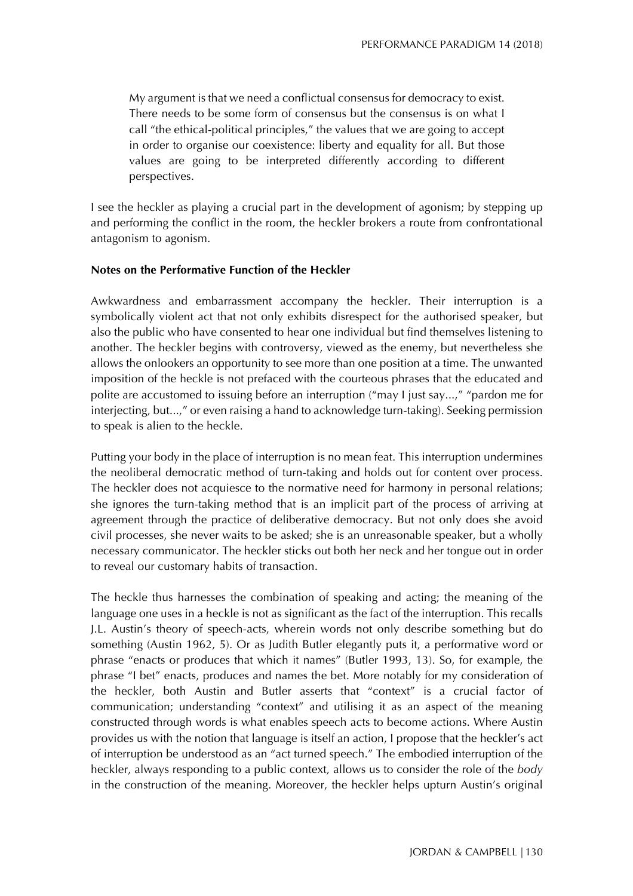> My argument is that we need a conflictual consensus for democracy to exist. There needs to be some form of consensus but the consensus is on what I call "the ethical-political principles," the values that we are going to accept in order to organise our coexistence: liberty and equality for all. But those values are going to be interpreted differently according to different perspectives.

I see the heckler as playing a crucial part in the development of agonism; by stepping up and performing the conflict in the room, the heckler brokers a route from confrontational antagonism to agonism.

**Notes on the Performative Function of the Heckler**

Awkwardness and embarrassment accompany the heckler. Their interruption is a symbolically violent act that not only exhibits disrespect for the authorised speaker, but also the public who have consented to hear one individual but find themselves listening to another. The heckler begins with controversy, viewed as the enemy, but nevertheless she allows the onlookers an opportunity to see more than one position at a time. The unwanted imposition of the heckle is not prefaced with the courteous phrases that the educated and polite are accustomed to issuing before an interruption ("may I just say...," "pardon me for interjecting, but...," or even raising a hand to acknowledge turn-taking). Seeking permission to speak is alien to the heckle.

Putting your body in the place of interruption is no mean feat. This interruption undermines the neoliberal democratic method of turn-taking and holds out for content over process. The heckler does not acquiesce to the normative need for harmony in personal relations; she ignores the turn-taking method that is an implicit part of the process of arriving at agreement through the practice of deliberative democracy. But not only does she avoid civil processes, she never waits to be asked; she is an unreasonable speaker, but a wholly necessary communicator. The heckler sticks out both her neck and her tongue out in order to reveal our customary habits of transaction.

The heckle thus harnesses the combination of speaking and acting; the meaning of the language one uses in a heckle is not as significant as the fact of the interruption. This recalls J.L. Austin's theory of speech-acts, wherein words not only describe something but do something (Austin 1962, 5). Or as Judith Butler elegantly puts it, a performative word or phrase "enacts or produces that which it names" (Butler 1993, 13). So, for example, the phrase "I bet" enacts, produces and names the bet. More notably for my consideration of the heckler, both Austin and Butler asserts that "context" is a crucial factor of communication; understanding "context" and utilising it as an aspect of the meaning constructed through words is what enables speech acts to become actions. Where Austin provides us with the notion that language is itself an action, I propose that the heckler's act of interruption be understood as an "act turned speech." The embodied interruption of the heckler, always responding to a public context, allows us to consider the role of the *body* in the construction of the meaning. Moreover, the heckler helps upturn Austin's original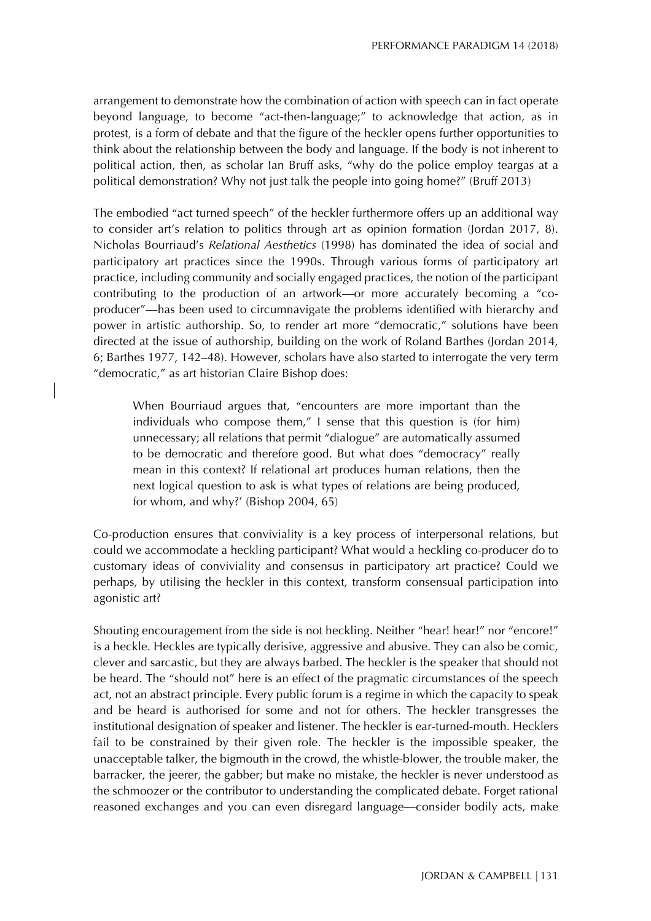arrangement to demonstrate how the combination of action with speech can in fact operate beyond language, to become "act-then-language;" to acknowledge that action, as in protest, is a form of debate and that the figure of the heckler opens further opportunities to think about the relationship between the body and language. If the body is not inherent to political action, then, as scholar Ian Bruff asks, "why do the police employ teargas at a political demonstration? Why not just talk the people into going home?" (Bruff 2013)

The embodied "act turned speech" of the heckler furthermore offers up an additional way to consider art's relation to politics through art as opinion formation (Jordan 2017, 8). Nicholas Bourriaud's *Relational Aesthetics* (1998) has dominated the idea of social and participatory art practices since the 1990s. Through various forms of participatory art practice, including community and socially engaged practices, the notion of the participant contributing to the production of an artwork—or more accurately becoming a "co-producer"—has been used to circumnavigate the problems identified with hierarchy and power in artistic authorship. So, to render art more "democratic," solutions have been directed at the issue of authorship, building on the work of Roland Barthes (Jordan 2014, 6; Barthes 1977, 142–48). However, scholars have also started to interrogate the very term "democratic," as art historian Claire Bishop does:

> When Bourriaud argues that, "encounters are more important than the individuals who compose them," I sense that this question is (for him) unnecessary; all relations that permit "dialogue" are automatically assumed to be democratic and therefore good. But what does "democracy" really mean in this context? If relational art produces human relations, then the next logical question to ask is what types of relations are being produced, for whom, and why?' (Bishop 2004, 65)

Co-production ensures that conviviality is a key process of interpersonal relations, but could we accommodate a heckling participant? What would a heckling co-producer do to customary ideas of conviviality and consensus in participatory art practice? Could we perhaps, by utilising the heckler in this context, transform consensual participation into agonistic art?

Shouting encouragement from the side is not heckling. Neither "hear! hear!" nor "encore!" is a heckle. Heckles are typically derisive, aggressive and abusive. They can also be comic, clever and sarcastic, but they are always barbed. The heckler is the speaker that should not be heard. The "should not" here is an effect of the pragmatic circumstances of the speech act, not an abstract principle. Every public forum is a regime in which the capacity to speak and be heard is authorised for some and not for others. The heckler transgresses the institutional designation of speaker and listener. The heckler is ear-turned-mouth. Hecklers fail to be constrained by their given role. The heckler is the impossible speaker, the unacceptable talker, the bigmouth in the crowd, the whistle-blower, the trouble maker, the barracker, the jeerer, the gabber; but make no mistake, the heckler is never understood as the schmoozer or the contributor to understanding the complicated debate. Forget rational reasoned exchanges and you can even disregard language—consider bodily acts, make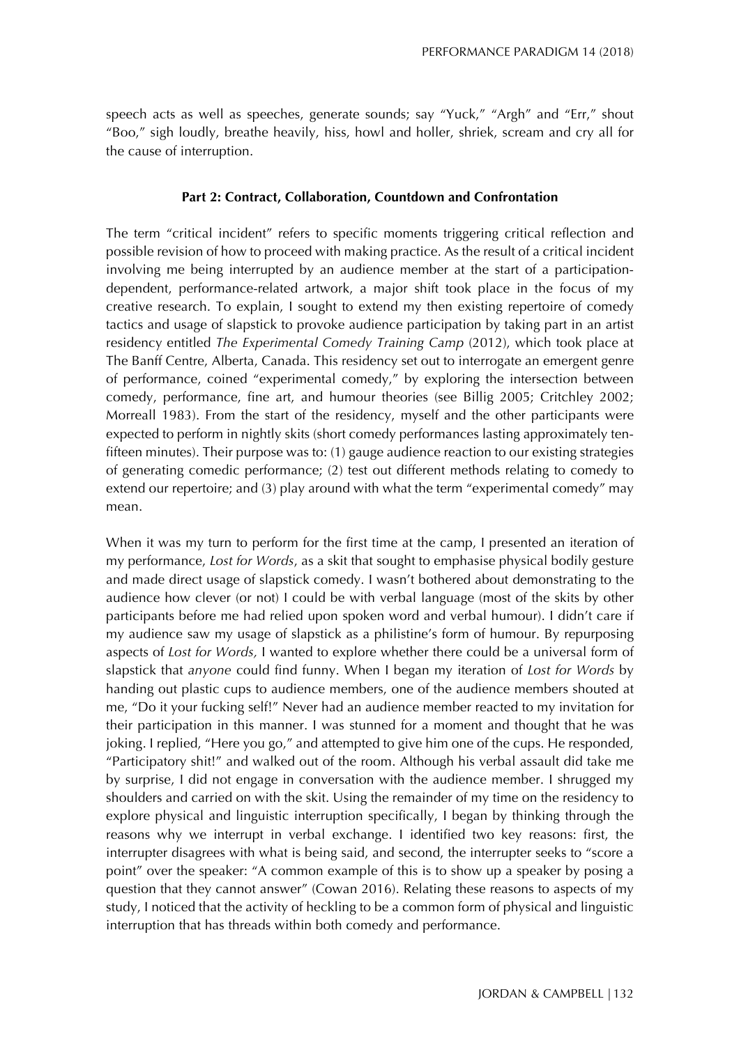speech acts as well as speeches, generate sounds; say "Yuck," "Argh" and "Err," shout "Boo," sigh loudly, breathe heavily, hiss, howl and holler, shriek, scream and cry all for the cause of interruption.

## Part 2: Contract, Collaboration, Countdown and Confrontation

The term "critical incident" refers to specific moments triggering critical reflection and possible revision of how to proceed with making practice. As the result of a critical incident involving me being interrupted by an audience member at the start of a participation-dependent, performance-related artwork, a major shift took place in the focus of my creative research. To explain, I sought to extend my then existing repertoire of comedy tactics and usage of slapstick to provoke audience participation by taking part in an artist residency entitled *The Experimental Comedy Training Camp* (2012), which took place at The Banff Centre, Alberta, Canada. This residency set out to interrogate an emergent genre of performance, coined "experimental comedy," by exploring the intersection between comedy, performance, fine art, and humour theories (see Billig 2005; Critchley 2002; Morreall 1983). From the start of the residency, myself and the other participants were expected to perform in nightly skits (short comedy performances lasting approximately ten-fifteen minutes). Their purpose was to: (1) gauge audience reaction to our existing strategies of generating comedic performance; (2) test out different methods relating to comedy to extend our repertoire; and (3) play around with what the term "experimental comedy" may mean.

When it was my turn to perform for the first time at the camp, I presented an iteration of my performance, *Lost for Words*, as a skit that sought to emphasise physical bodily gesture and made direct usage of slapstick comedy. I wasn't bothered about demonstrating to the audience how clever (or not) I could be with verbal language (most of the skits by other participants before me had relied upon spoken word and verbal humour). I didn't care if my audience saw my usage of slapstick as a philistine's form of humour. By repurposing aspects of *Lost for Words,* I wanted to explore whether there could be a universal form of slapstick that *anyone* could find funny. When I began my iteration of *Lost for Words* by handing out plastic cups to audience members, one of the audience members shouted at me, "Do it your fucking self!" Never had an audience member reacted to my invitation for their participation in this manner. I was stunned for a moment and thought that he was joking. I replied, "Here you go," and attempted to give him one of the cups. He responded, "Participatory shit!" and walked out of the room. Although his verbal assault did take me by surprise, I did not engage in conversation with the audience member. I shrugged my shoulders and carried on with the skit. Using the remainder of my time on the residency to explore physical and linguistic interruption specifically, I began by thinking through the reasons why we interrupt in verbal exchange. I identified two key reasons: first, the interrupter disagrees with what is being said, and second, the interrupter seeks to "score a point" over the speaker: "A common example of this is to show up a speaker by posing a question that they cannot answer" (Cowan 2016). Relating these reasons to aspects of my study, I noticed that the activity of heckling to be a common form of physical and linguistic interruption that has threads within both comedy and performance.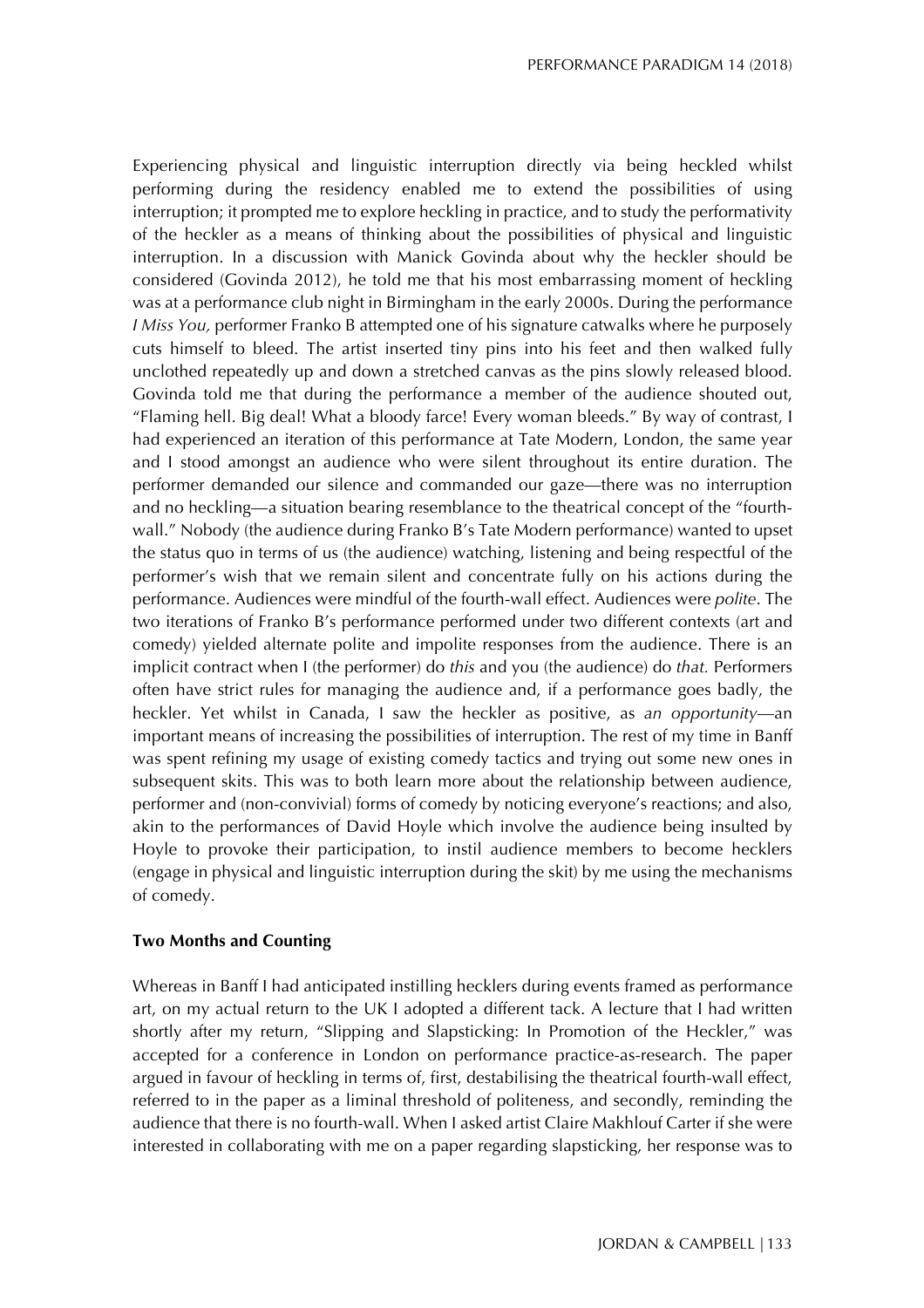Experiencing physical and linguistic interruption directly via being heckled whilst performing during the residency enabled me to extend the possibilities of using interruption; it prompted me to explore heckling in practice, and to study the performativity of the heckler as a means of thinking about the possibilities of physical and linguistic interruption. In a discussion with Manick Govinda about why the heckler should be considered (Govinda 2012), he told me that his most embarrassing moment of heckling was at a performance club night in Birmingham in the early 2000s. During the performance *I Miss You,* performer Franko B attempted one of his signature catwalks where he purposely cuts himself to bleed. The artist inserted tiny pins into his feet and then walked fully unclothed repeatedly up and down a stretched canvas as the pins slowly released blood. Govinda told me that during the performance a member of the audience shouted out, "Flaming hell. Big deal! What a bloody farce! Every woman bleeds." By way of contrast, I had experienced an iteration of this performance at Tate Modern, London, the same year and I stood amongst an audience who were silent throughout its entire duration. The performer demanded our silence and commanded our gaze—there was no interruption and no heckling—a situation bearing resemblance to the theatrical concept of the "fourth-wall." Nobody (the audience during Franko B's Tate Modern performance) wanted to upset the status quo in terms of us (the audience) watching, listening and being respectful of the performer's wish that we remain silent and concentrate fully on his actions during the performance. Audiences were mindful of the fourth-wall effect. Audiences were *polite*. The two iterations of Franko B's performance performed under two different contexts (art and comedy) yielded alternate polite and impolite responses from the audience. There is an implicit contract when I (the performer) do *this* and you (the audience) do *that.* Performers often have strict rules for managing the audience and, if a performance goes badly, the heckler. Yet whilst in Canada, I saw the heckler as positive, as *an opportunity*—an important means of increasing the possibilities of interruption. The rest of my time in Banff was spent refining my usage of existing comedy tactics and trying out some new ones in subsequent skits. This was to both learn more about the relationship between audience, performer and (non-convivial) forms of comedy by noticing everyone's reactions; and also, akin to the performances of David Hoyle which involve the audience being insulted by Hoyle to provoke their participation, to instil audience members to become hecklers (engage in physical and linguistic interruption during the skit) by me using the mechanisms of comedy.

**Two Months and Counting**

Whereas in Banff I had anticipated instilling hecklers during events framed as performance art, on my actual return to the UK I adopted a different tack. A lecture that I had written shortly after my return, "Slipping and Slapsticking: In Promotion of the Heckler," was accepted for a conference in London on performance practice-as-research. The paper argued in favour of heckling in terms of, first, destabilising the theatrical fourth-wall effect, referred to in the paper as a liminal threshold of politeness, and secondly, reminding the audience that there is no fourth-wall. When I asked artist Claire Makhlouf Carter if she were interested in collaborating with me on a paper regarding slapsticking, her response was to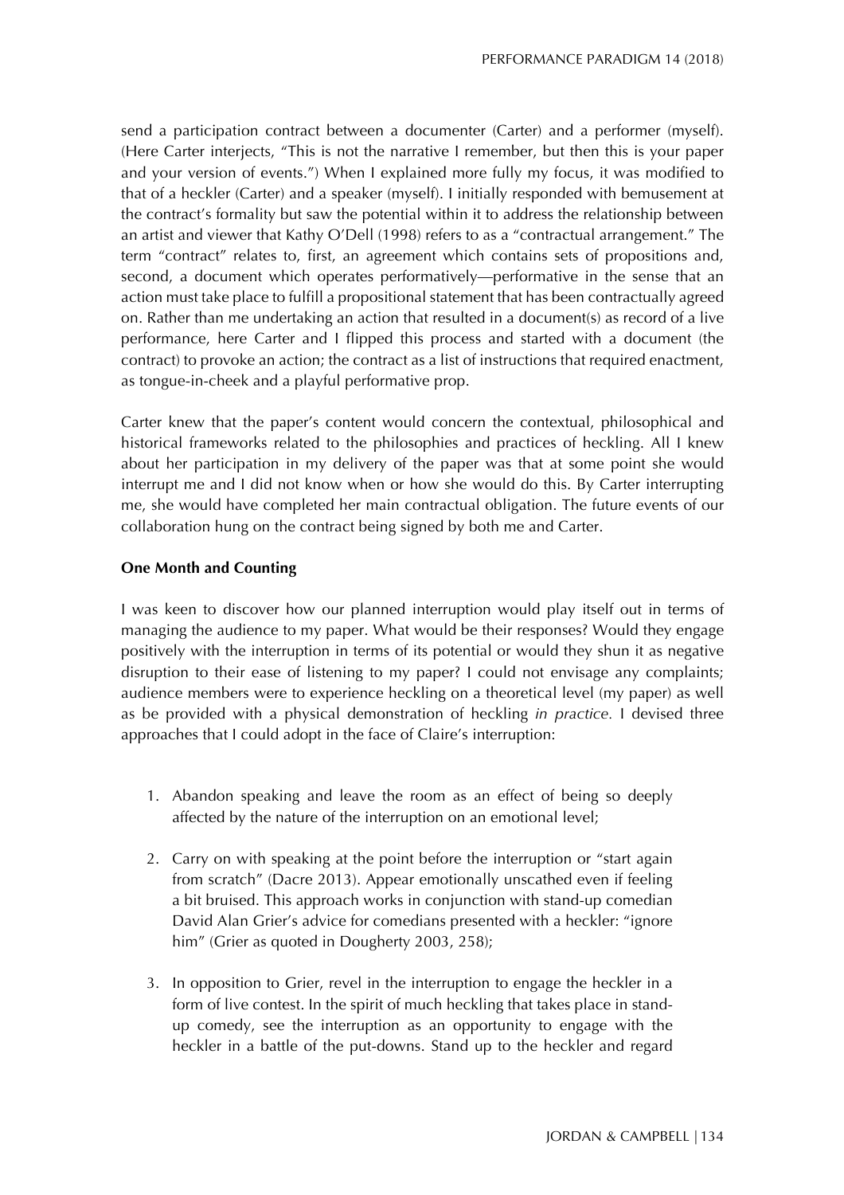send a participation contract between a documenter (Carter) and a performer (myself). (Here Carter interjects, "This is not the narrative I remember, but then this is your paper and your version of events.") When I explained more fully my focus, it was modified to that of a heckler (Carter) and a speaker (myself). I initially responded with bemusement at the contract's formality but saw the potential within it to address the relationship between an artist and viewer that Kathy O'Dell (1998) refers to as a "contractual arrangement." The term "contract" relates to, first, an agreement which contains sets of propositions and, second, a document which operates performatively—performative in the sense that an action must take place to fulfill a propositional statement that has been contractually agreed on. Rather than me undertaking an action that resulted in a document(s) as record of a live performance, here Carter and I flipped this process and started with a document (the contract) to provoke an action; the contract as a list of instructions that required enactment, as tongue-in-cheek and a playful performative prop.

Carter knew that the paper's content would concern the contextual, philosophical and historical frameworks related to the philosophies and practices of heckling. All I knew about her participation in my delivery of the paper was that at some point she would interrupt me and I did not know when or how she would do this. By Carter interrupting me, she would have completed her main contractual obligation. The future events of our collaboration hung on the contract being signed by both me and Carter.

**One Month and Counting**

I was keen to discover how our planned interruption would play itself out in terms of managing the audience to my paper. What would be their responses? Would they engage positively with the interruption in terms of its potential or would they shun it as negative disruption to their ease of listening to my paper? I could not envisage any complaints; audience members were to experience heckling on a theoretical level (my paper) as well as be provided with a physical demonstration of heckling *in practice*. I devised three approaches that I could adopt in the face of Claire's interruption:

1. Abandon speaking and leave the room as an effect of being so deeply affected by the nature of the interruption on an emotional level;

2. Carry on with speaking at the point before the interruption or "start again from scratch" (Dacre 2013). Appear emotionally unscathed even if feeling a bit bruised. This approach works in conjunction with stand-up comedian David Alan Grier's advice for comedians presented with a heckler: "ignore him" (Grier as quoted in Dougherty 2003, 258);

3. In opposition to Grier, revel in the interruption to engage the heckler in a form of live contest. In the spirit of much heckling that takes place in stand-up comedy, see the interruption as an opportunity to engage with the heckler in a battle of the put-downs. Stand up to the heckler and regard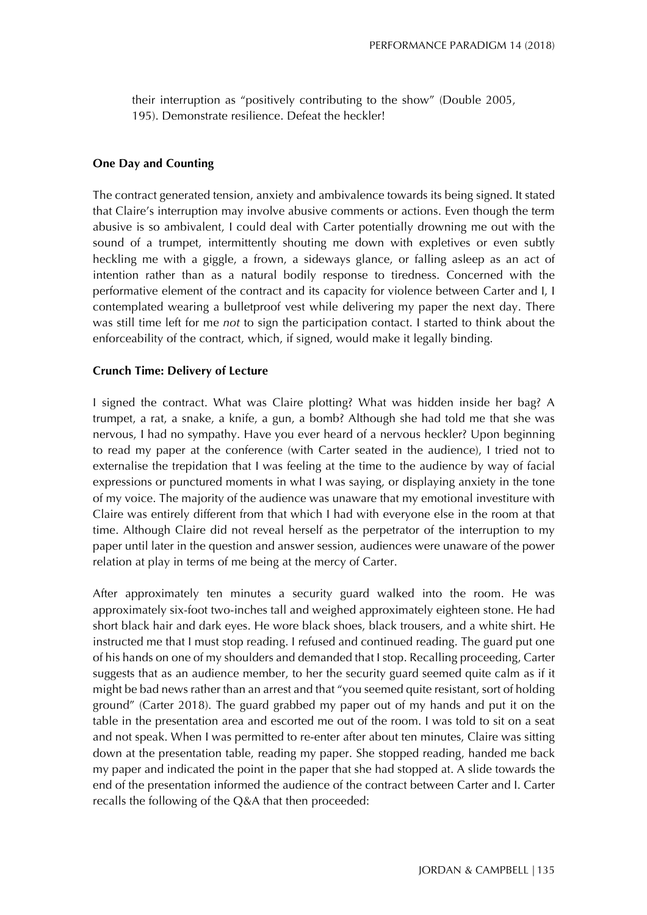their interruption as "positively contributing to the show" (Double 2005, 195). Demonstrate resilience. Defeat the heckler!

**One Day and Counting**

The contract generated tension, anxiety and ambivalence towards its being signed. It stated that Claire's interruption may involve abusive comments or actions. Even though the term abusive is so ambivalent, I could deal with Carter potentially drowning me out with the sound of a trumpet, intermittently shouting me down with expletives or even subtly heckling me with a giggle, a frown, a sideways glance, or falling asleep as an act of intention rather than as a natural bodily response to tiredness. Concerned with the performative element of the contract and its capacity for violence between Carter and I, I contemplated wearing a bulletproof vest while delivering my paper the next day. There was still time left for me *not* to sign the participation contact. I started to think about the enforceability of the contract, which, if signed, would make it legally binding.

**Crunch Time: Delivery of Lecture**

I signed the contract. What was Claire plotting? What was hidden inside her bag? A trumpet, a rat, a snake, a knife, a gun, a bomb? Although she had told me that she was nervous, I had no sympathy. Have you ever heard of a nervous heckler? Upon beginning to read my paper at the conference (with Carter seated in the audience), I tried not to externalise the trepidation that I was feeling at the time to the audience by way of facial expressions or punctured moments in what I was saying, or displaying anxiety in the tone of my voice. The majority of the audience was unaware that my emotional investiture with Claire was entirely different from that which I had with everyone else in the room at that time. Although Claire did not reveal herself as the perpetrator of the interruption to my paper until later in the question and answer session, audiences were unaware of the power relation at play in terms of me being at the mercy of Carter.

After approximately ten minutes a security guard walked into the room. He was approximately six-foot two-inches tall and weighed approximately eighteen stone. He had short black hair and dark eyes. He wore black shoes, black trousers, and a white shirt. He instructed me that I must stop reading. I refused and continued reading. The guard put one of his hands on one of my shoulders and demanded that I stop. Recalling proceeding, Carter suggests that as an audience member, to her the security guard seemed quite calm as if it might be bad news rather than an arrest and that "you seemed quite resistant, sort of holding ground" (Carter 2018). The guard grabbed my paper out of my hands and put it on the table in the presentation area and escorted me out of the room. I was told to sit on a seat and not speak. When I was permitted to re-enter after about ten minutes, Claire was sitting down at the presentation table, reading my paper. She stopped reading, handed me back my paper and indicated the point in the paper that she had stopped at. A slide towards the end of the presentation informed the audience of the contract between Carter and I. Carter recalls the following of the Q&A that then proceeded: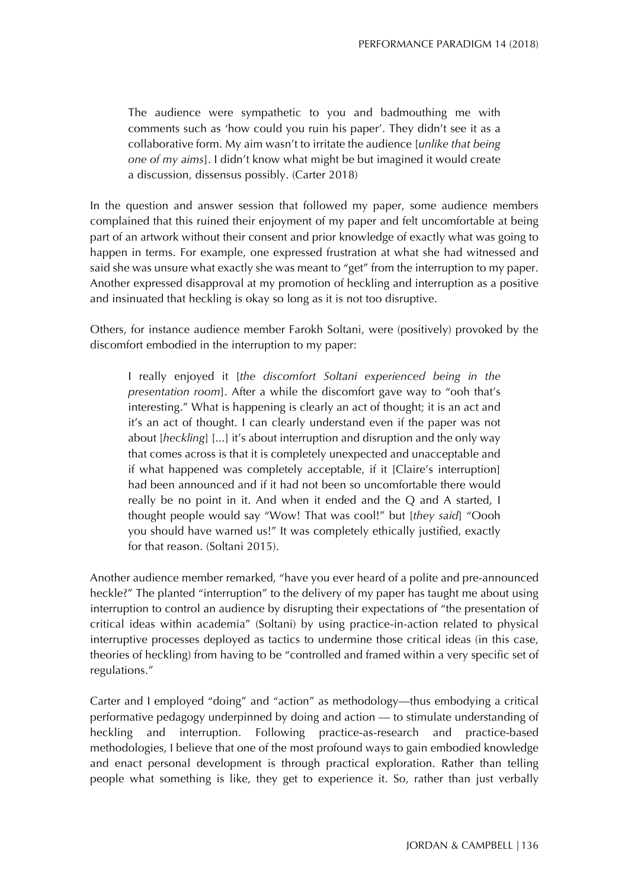> The audience were sympathetic to you and badmouthing me with comments such as 'how could you ruin his paper'. They didn't see it as a collaborative form. My aim wasn't to irritate the audience [*unlike that being one of my aims*]. I didn't know what might be but imagined it would create a discussion, dissensus possibly. (Carter 2018)

In the question and answer session that followed my paper, some audience members complained that this ruined their enjoyment of my paper and felt uncomfortable at being part of an artwork without their consent and prior knowledge of exactly what was going to happen in terms. For example, one expressed frustration at what she had witnessed and said she was unsure what exactly she was meant to "get" from the interruption to my paper. Another expressed disapproval at my promotion of heckling and interruption as a positive and insinuated that heckling is okay so long as it is not too disruptive.

Others, for instance audience member Farokh Soltani, were (positively) provoked by the discomfort embodied in the interruption to my paper:

> I really enjoyed it [*the discomfort Soltani experienced being in the presentation room*]. After a while the discomfort gave way to "ooh that's interesting." What is happening is clearly an act of thought; it is an act and it's an act of thought. I can clearly understand even if the paper was not about [*heckling*] [...] it's about interruption and disruption and the only way that comes across is that it is completely unexpected and unacceptable and if what happened was completely acceptable, if it [Claire's interruption] had been announced and if it had not been so uncomfortable there would really be no point in it. And when it ended and the Q and A started, I thought people would say "Wow! That was cool!" but [*they said*] "Oooh you should have warned us!" It was completely ethically justified, exactly for that reason. (Soltani 2015).

Another audience member remarked, "have you ever heard of a polite and pre-announced heckle?" The planted "interruption" to the delivery of my paper has taught me about using interruption to control an audience by disrupting their expectations of "the presentation of critical ideas within academia" (Soltani) by using practice-in-action related to physical interruptive processes deployed as tactics to undermine those critical ideas (in this case, theories of heckling) from having to be "controlled and framed within a very specific set of regulations."

Carter and I employed "doing" and "action" as methodology—thus embodying a critical performative pedagogy underpinned by doing and action — to stimulate understanding of heckling and interruption. Following practice-as-research and practice-based methodologies, I believe that one of the most profound ways to gain embodied knowledge and enact personal development is through practical exploration. Rather than telling people what something is like, they get to experience it. So, rather than just verbally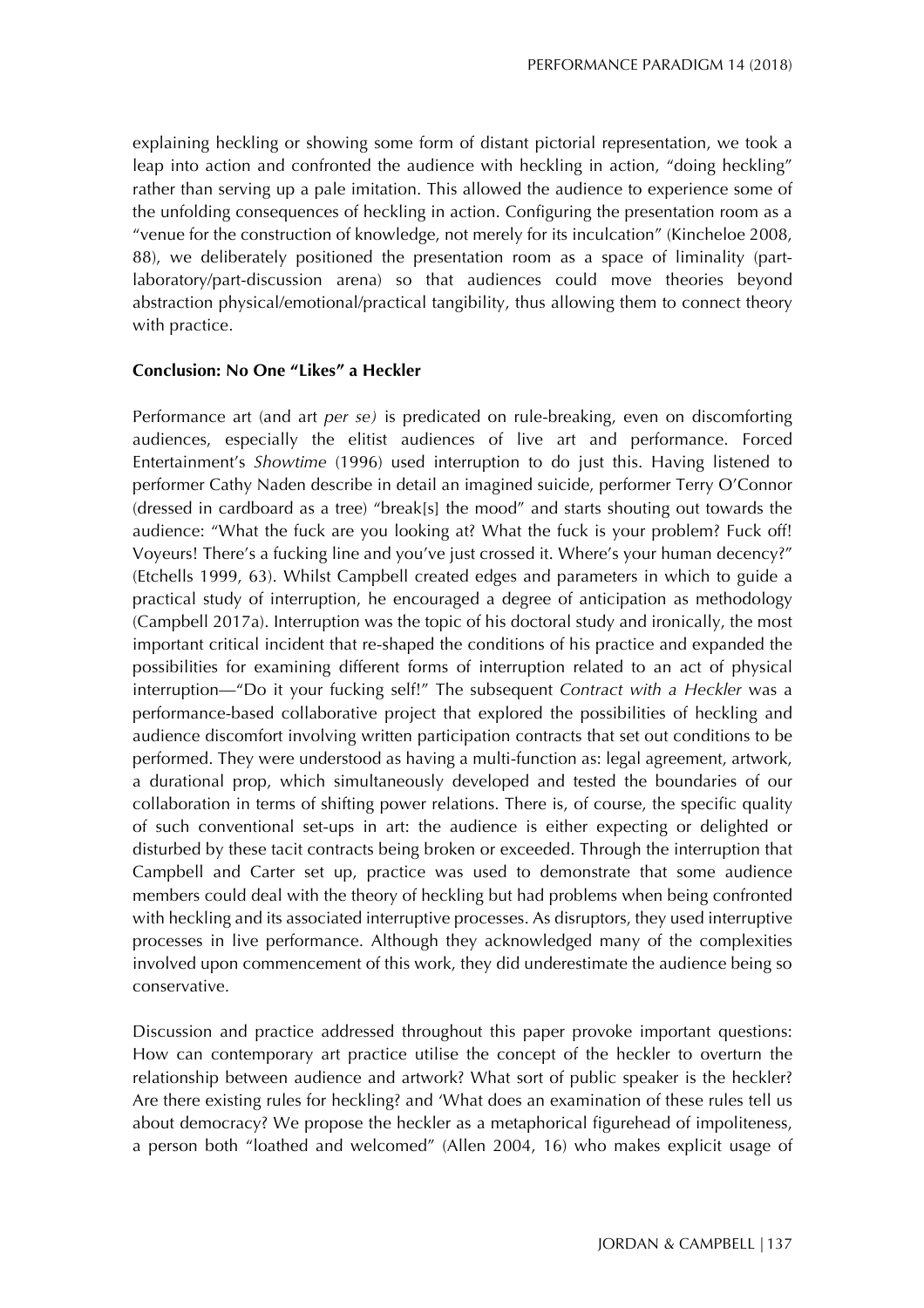explaining heckling or showing some form of distant pictorial representation, we took a leap into action and confronted the audience with heckling in action, "doing heckling" rather than serving up a pale imitation. This allowed the audience to experience some of the unfolding consequences of heckling in action. Configuring the presentation room as a "venue for the construction of knowledge, not merely for its inculcation" (Kincheloe 2008, 88), we deliberately positioned the presentation room as a space of liminality (part-laboratory/part-discussion arena) so that audiences could move theories beyond abstraction physical/emotional/practical tangibility, thus allowing them to connect theory with practice.

**Conclusion: No One "Likes" a Heckler**

Performance art (and art *per se)* is predicated on rule-breaking, even on discomforting audiences, especially the elitist audiences of live art and performance. Forced Entertainment's *Showtime* (1996) used interruption to do just this. Having listened to performer Cathy Naden describe in detail an imagined suicide, performer Terry O'Connor (dressed in cardboard as a tree) "break[s] the mood" and starts shouting out towards the audience: "What the fuck are you looking at? What the fuck is your problem? Fuck off! Voyeurs! There's a fucking line and you've just crossed it. Where's your human decency?" (Etchells 1999, 63). Whilst Campbell created edges and parameters in which to guide a practical study of interruption, he encouraged a degree of anticipation as methodology (Campbell 2017a). Interruption was the topic of his doctoral study and ironically, the most important critical incident that re-shaped the conditions of his practice and expanded the possibilities for examining different forms of interruption related to an act of physical interruption—"Do it your fucking self!" The subsequent *Contract with a Heckler* was a performance-based collaborative project that explored the possibilities of heckling and audience discomfort involving written participation contracts that set out conditions to be performed. They were understood as having a multi-function as: legal agreement, artwork, a durational prop, which simultaneously developed and tested the boundaries of our collaboration in terms of shifting power relations. There is, of course, the specific quality of such conventional set-ups in art: the audience is either expecting or delighted or disturbed by these tacit contracts being broken or exceeded. Through the interruption that Campbell and Carter set up, practice was used to demonstrate that some audience members could deal with the theory of heckling but had problems when being confronted with heckling and its associated interruptive processes. As disruptors, they used interruptive processes in live performance. Although they acknowledged many of the complexities involved upon commencement of this work, they did underestimate the audience being so conservative.

Discussion and practice addressed throughout this paper provoke important questions: How can contemporary art practice utilise the concept of the heckler to overturn the relationship between audience and artwork? What sort of public speaker is the heckler? Are there existing rules for heckling? and 'What does an examination of these rules tell us about democracy? We propose the heckler as a metaphorical figurehead of impoliteness, a person both "loathed and welcomed" (Allen 2004, 16) who makes explicit usage of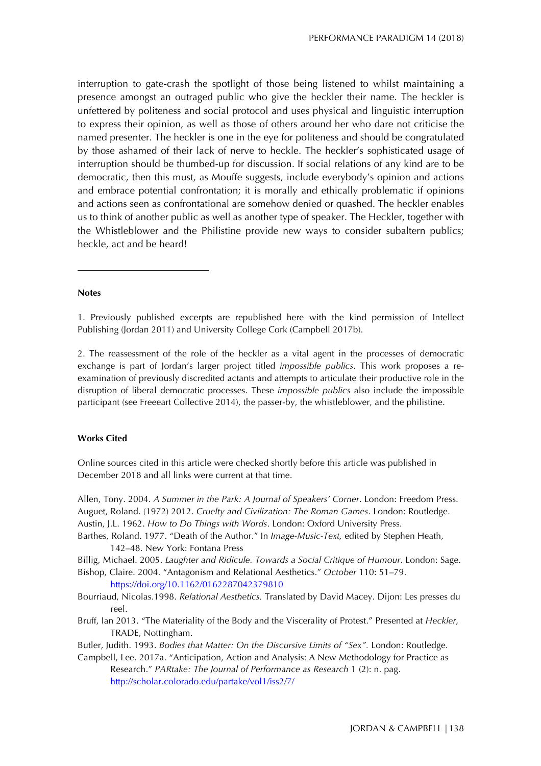interruption to gate-crash the spotlight of those being listened to whilst maintaining a presence amongst an outraged public who give the heckler their name. The heckler is unfettered by politeness and social protocol and uses physical and linguistic interruption to express their opinion, as well as those of others around her who dare not criticise the named presenter. The heckler is one in the eye for politeness and should be congratulated by those ashamed of their lack of nerve to heckle. The heckler's sophisticated usage of interruption should be thumbed-up for discussion. If social relations of any kind are to be democratic, then this must, as Mouffe suggests, include everybody's opinion and actions and embrace potential confrontation; it is morally and ethically problematic if opinions and actions seen as confrontational are somehow denied or quashed. The heckler enables us to think of another public as well as another type of speaker. The Heckler, together with the Whistleblower and the Philistine provide new ways to consider subaltern publics; heckle, act and be heard!

---

**Notes**

1. Previously published excerpts are republished here with the kind permission of Intellect Publishing (Jordan 2011) and University College Cork (Campbell 2017b).

2. The reassessment of the role of the heckler as a vital agent in the processes of democratic exchange is part of Jordan's larger project titled *impossible publics*. This work proposes a re-examination of previously discredited actants and attempts to articulate their productive role in the disruption of liberal democratic processes. These *impossible publics* also include the impossible participant (see Freeeart Collective 2014), the passer-by, the whistleblower, and the philistine.

**Works Cited**

Online sources cited in this article were checked shortly before this article was published in December 2018 and all links were current at that time.

Allen, Tony. 2004. *A Summer in the Park: A Journal of Speakers' Corner*. London: Freedom Press.

Auguet, Roland. (1972) 2012. *Cruelty and Civilization: The Roman Games*. London: Routledge.

Austin, J.L. 1962. *How to Do Things with Words*. London: Oxford University Press.

Barthes, Roland. 1977. "Death of the Author." In *Image-Music-Text,* edited by Stephen Heath, 142–48. New York: Fontana Press

Billig, Michael. 2005. *Laughter and Ridicule. Towards a Social Critique of Humour*. London: Sage.

Bishop, Claire. 2004. "Antagonism and Relational Aesthetics." *October* 110: 51–79. https://doi.org/10.1162/0162287042379810

Bourriaud, Nicolas.1998. *Relational Aesthetics.* Translated by David Macey. Dijon: Les presses du reel.

Bruff, Ian 2013. "The Materiality of the Body and the Viscerality of Protest." Presented at *Heckler*, TRADE, Nottingham.

Butler, Judith. 1993. *Bodies that Matter: On the Discursive Limits of "Sex".* London: Routledge.

Campbell, Lee. 2017a. "Anticipation, Action and Analysis: A New Methodology for Practice as Research." *PARtake: The Journal of Performance as Research* 1 (2): n. pag. http://scholar.colorado.edu/partake/vol1/iss2/7/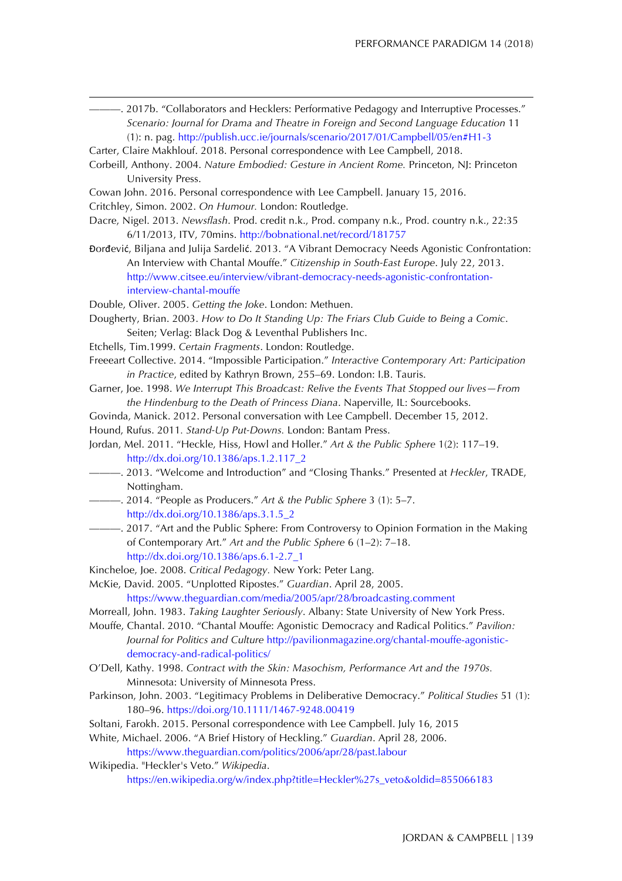———. 2017b. "Collaborators and Hecklers: Performative Pedagogy and Interruptive Processes." *Scenario: Journal for Drama and Theatre in Foreign and Second Language Education* 11 (1): n. pag. http://publish.ucc.ie/journals/scenario/2017/01/Campbell/05/en#H1-3

Carter, Claire Makhlouf. 2018. Personal correspondence with Lee Campbell, 2018.

Corbeill, Anthony. 2004. *Nature Embodied: Gesture in Ancient Rome.* Princeton, NJ: Princeton University Press.

Cowan John. 2016. Personal correspondence with Lee Campbell. January 15, 2016.

Critchley, Simon. 2002. *On Humour.* London: Routledge.

Dacre, Nigel. 2013. *Newsflash*. Prod. credit n.k., Prod. company n.k., Prod. country n.k., 22:35 6/11/2013, ITV, 70mins. http://bobnational.net/record/181757

Đorđević, Biljana and Julija Sardelić. 2013. "A Vibrant Democracy Needs Agonistic Confrontation: An Interview with Chantal Mouffe." *Citizenship in South-East Europe*. July 22, 2013. http://www.citsee.eu/interview/vibrant-democracy-needs-agonistic-confrontation-interview-chantal-mouffe

Double, Oliver. 2005. *Getting the Joke*. London: Methuen.

Dougherty, Brian. 2003. *How to Do It Standing Up: The Friars Club Guide to Being a Comic*. Seiten; Verlag: Black Dog & Leventhal Publishers Inc.

Etchells, Tim.1999. *Certain Fragments*. London: Routledge.

Freeeart Collective. 2014. "Impossible Participation." *Interactive Contemporary Art: Participation in Practice*, edited by Kathryn Brown, 255–69. London: I.B. Tauris.

Garner, Joe. 1998. *We Interrupt This Broadcast: Relive the Events That Stopped our lives—From the Hindenburg to the Death of Princess Diana*. Naperville, IL: Sourcebooks.

Govinda, Manick. 2012. Personal conversation with Lee Campbell. December 15, 2012.

Hound, Rufus. 2011. *Stand-Up Put-Downs.* London: Bantam Press.

Jordan, Mel. 2011. "Heckle, Hiss, Howl and Holler." *Art & the Public Sphere* 1(2): 117–19. http://dx.doi.org/10.1386/aps.1.2.117_2

———. 2013. "Welcome and Introduction" and "Closing Thanks." Presented at *Heckler*, TRADE, Nottingham.

———. 2014. "People as Producers." *Art & the Public Sphere* 3 (1): 5–7. http://dx.doi.org/10.1386/aps.3.1.5_2

———. 2017. "Art and the Public Sphere: From Controversy to Opinion Formation in the Making of Contemporary Art." *Art and the Public Sphere* 6 (1–2): 7–18. http://dx.doi.org/10.1386/aps.6.1-2.7_1

Kincheloe, Joe. 2008. *Critical Pedagogy.* New York: Peter Lang.

McKie, David. 2005. "Unplotted Ripostes." *Guardian*. April 28, 2005. https://www.theguardian.com/media/2005/apr/28/broadcasting.comment

Morreall, John. 1983. *Taking Laughter Seriously*. Albany: State University of New York Press.

Mouffe, Chantal. 2010. "Chantal Mouffe: Agonistic Democracy and Radical Politics." *Pavilion: Journal for Politics and Culture* http://pavilionmagazine.org/chantal-mouffe-agonistic-democracy-and-radical-politics/

O'Dell, Kathy. 1998. *Contract with the Skin: Masochism, Performance Art and the 1970s.* Minnesota: University of Minnesota Press.

Parkinson, John. 2003. "Legitimacy Problems in Deliberative Democracy." *Political Studies* 51 (1): 180–96. https://doi.org/10.1111/1467-9248.00419

Soltani, Farokh. 2015. Personal correspondence with Lee Campbell. July 16, 2015

White, Michael. 2006. "A Brief History of Heckling." *Guardian*. April 28, 2006. https://www.theguardian.com/politics/2006/apr/28/past.labour

Wikipedia. "Heckler's Veto." *Wikipedia*. https://en.wikipedia.org/w/index.php?title=Heckler%27s_veto&oldid=855066183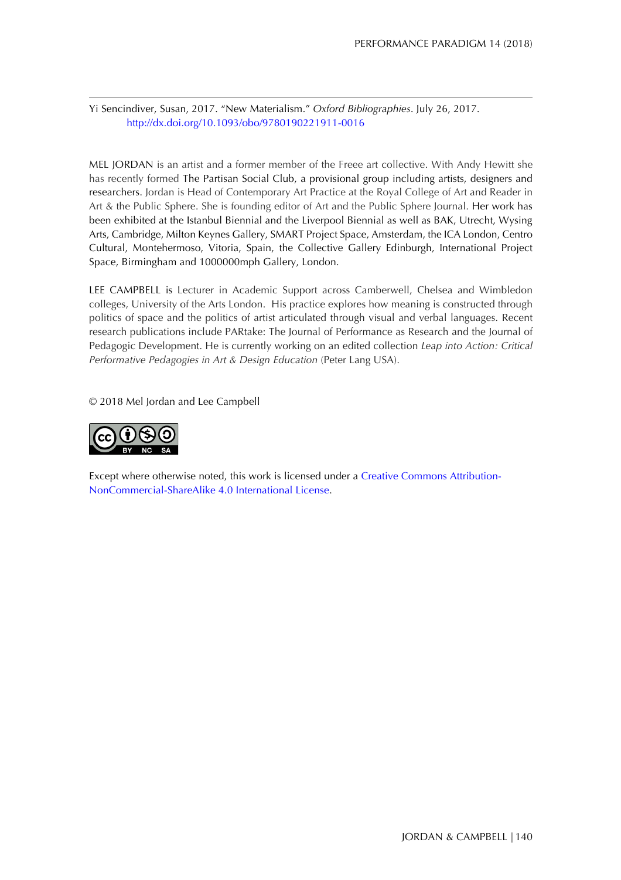Yi Sencindiver, Susan, 2017. "New Materialism." *Oxford Bibliographies*. July 26, 2017. http://dx.doi.org/10.1093/obo/9780190221911-0016

MEL JORDAN is an artist and a former member of the Freee art collective. With Andy Hewitt she has recently formed The Partisan Social Club, a provisional group including artists, designers and researchers. Jordan is Head of Contemporary Art Practice at the Royal College of Art and Reader in Art & the Public Sphere. She is founding editor of Art and the Public Sphere Journal. Her work has been exhibited at the Istanbul Biennial and the Liverpool Biennial as well as BAK, Utrecht, Wysing Arts, Cambridge, Milton Keynes Gallery, SMART Project Space, Amsterdam, the ICA London, Centro Cultural, Montehermoso, Vitoria, Spain, the Collective Gallery Edinburgh, International Project Space, Birmingham and 1000000mph Gallery, London.

LEE CAMPBELL is Lecturer in Academic Support across Camberwell, Chelsea and Wimbledon colleges, University of the Arts London. His practice explores how meaning is constructed through politics of space and the politics of artist articulated through visual and verbal languages. Recent research publications include PARtake: The Journal of Performance as Research and the Journal of Pedagogic Development. He is currently working on an edited collection *Leap into Action: Critical Performative Pedagogies in Art & Design Education* (Peter Lang USA).

© 2018 Mel Jordan and Lee Campbell

Except where otherwise noted, this work is licensed under a Creative Commons Attribution-NonCommercial-ShareAlike 4.0 International License.